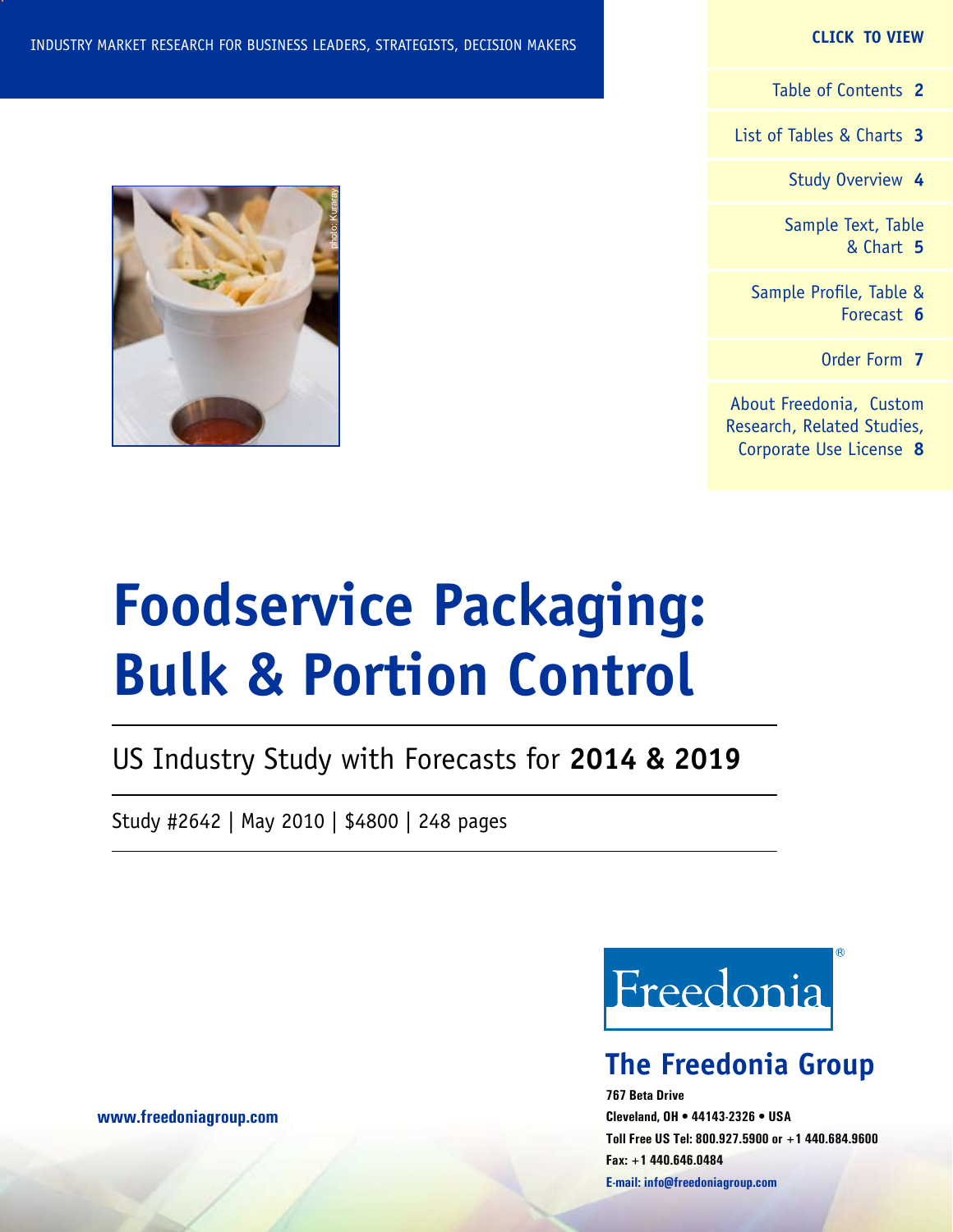INDUSTRY MARKET RESEARCH FOR BUSINESS LEADERS, STRATEGISTS, DECISION MAKERS

**CLICK TO VIEW**

- Table of Contents **2**
- List of Tables & Charts **3**
- Study Overview **4**
- Sample Text, Table & Chart **5**
- Sample Profile, Table & Forecast **6**
- Order Form **7**
- About Freedonia, Custom Research, Related Studies, Corporate Use License **8**

# Foodservice Packaging: Bulk & Portion Control

## US Industry Study with Forecasts for **2014 & 2019**

Study #2642 | May 2010 | $4800 | 248 pages

Freedonia®

## The Freedonia Group

**767 Beta Drive**
**Cleveland, OH • 44143-2326 • USA**
**Toll Free US Tel: 800.927.5900 or +1 440.684.9600**
**Fax: +1 440.646.0484**
**E-mail: info@freedoniagroup.com**

**www.freedoniagroup.com**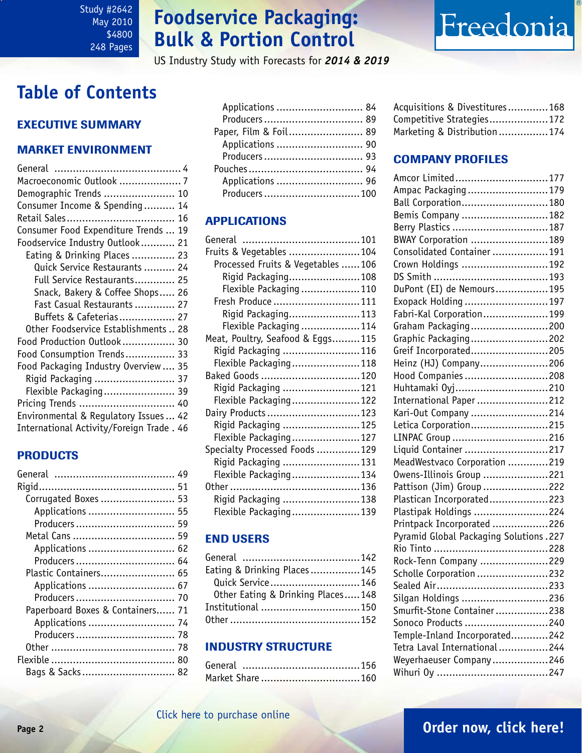Study #2642
May 2010
$4800
248 Pages

# Foodservice Packaging: Bulk & Portion Control

US Industry Study with Forecasts for ***2014 & 2019***

Freedonia

## Table of Contents

### EXECUTIVE SUMMARY

### MARKET ENVIRONMENT

- General ... 4
- Macroeconomic Outlook ... 7
- Demographic Trends ... 10
- Consumer Income & Spending ... 14
- Retail Sales ... 16
- Consumer Food Expenditure Trends ... 19
- Foodservice Industry Outlook ... 21
  - Eating & Drinking Places ... 23
    - Quick Service Restaurants ... 24
    - Full Service Restaurants ... 25
    - Snack, Bakery & Coffee Shops ... 26
    - Fast Casual Restaurants ... 27
    - Buffets & Cafeterias ... 27
  - Other Foodservice Establishments ... 28
- Food Production Outlook ... 30
- Food Consumption Trends ... 33
- Food Packaging Industry Overview ... 35
  - Rigid Packaging ... 37
  - Flexible Packaging ... 39
- Pricing Trends ... 40
- Environmental & Regulatory Issues ... 42
- International Activity/Foreign Trade ... 46

### PRODUCTS

- General ... 49
- Rigid ... 51
  - Corrugated Boxes ... 53
    - Applications ... 55
    - Producers ... 59
  - Metal Cans ... 59
    - Applications ... 62
    - Producers ... 64
  - Plastic Containers ... 65
    - Applications ... 67
    - Producers ... 70
  - Paperboard Boxes & Containers ... 71
    - Applications ... 74
    - Producers ... 78
  - Other ... 78
- Flexible ... 80
  - Bags & Sacks ... 82
    - Applications ... 84
    - Producers ... 89
  - Paper, Film & Foil ... 89
    - Applications ... 90
    - Producers ... 93
  - Pouches ... 94
    - Applications ... 96
    - Producers ... 100

### APPLICATIONS

- General ... 101
- Fruits & Vegetables ... 104
  - Processed Fruits & Vegetables ... 106
    - Rigid Packaging ... 108
    - Flexible Packaging ... 110
  - Fresh Produce ... 111
    - Rigid Packaging ... 113
    - Flexible Packaging ... 114
- Meat, Poultry, Seafood & Eggs ... 115
  - Rigid Packaging ... 116
  - Flexible Packaging ... 118
- Baked Goods ... 120
  - Rigid Packaging ... 121
  - Flexible Packaging ... 122
- Dairy Products ... 123
  - Rigid Packaging ... 125
  - Flexible Packaging ... 127
- Specialty Processed Foods ... 129
  - Rigid Packaging ... 131
  - Flexible Packaging ... 134
- Other ... 136
  - Rigid Packaging ... 138
  - Flexible Packaging ... 139

### END USERS

- General ... 142
- Eating & Drinking Places ... 145
  - Quick Service ... 146
  - Other Eating & Drinking Places ... 148
- Institutional ... 150
- Other ... 152

### INDUSTRY STRUCTURE

- General ... 156
- Market Share ... 160
- Acquisitions & Divestitures ... 168
- Competitive Strategies ... 172
- Marketing & Distribution ... 174

### COMPANY PROFILES

- Amcor Limited ... 177
- Ampac Packaging ... 179
- Ball Corporation ... 180
- Bemis Company ... 182
- Berry Plastics ... 187
- BWAY Corporation ... 189
- Consolidated Container ... 191
- Crown Holdings ... 192
- DS Smith ... 193
- DuPont (EI) de Nemours ... 195
- Exopack Holding ... 197
- Fabri-Kal Corporation ... 199
- Graham Packaging ... 200
- Graphic Packaging ... 202
- Greif Incorporated ... 205
- Heinz (HJ) Company ... 206
- Hood Companies ... 208
- Huhtamaki Oyj ... 210
- International Paper ... 212
- Kari-Out Company ... 214
- Letica Corporation ... 215
- LINPAC Group ... 216
- Liquid Container ... 217
- MeadWestvaco Corporation ... 219
- Owens-Illinois Group ... 221
- Pattison (Jim) Group ... 222
- Plastican Incorporated ... 223
- Plastipak Holdings ... 224
- Printpack Incorporated ... 226
- Pyramid Global Packaging Solutions ... 227
- Rio Tinto ... 228
- Rock-Tenn Company ... 229
- Scholle Corporation ... 232
- Sealed Air ... 233
- Silgan Holdings ... 236
- Smurfit-Stone Container ... 238
- Sonoco Products ... 240
- Temple-Inland Incorporated ... 242
- Tetra Laval International ... 244
- Weyerhaeuser Company ... 246
- Wihuri Oy ... 247

Click here to purchase online

**Order now, click here!**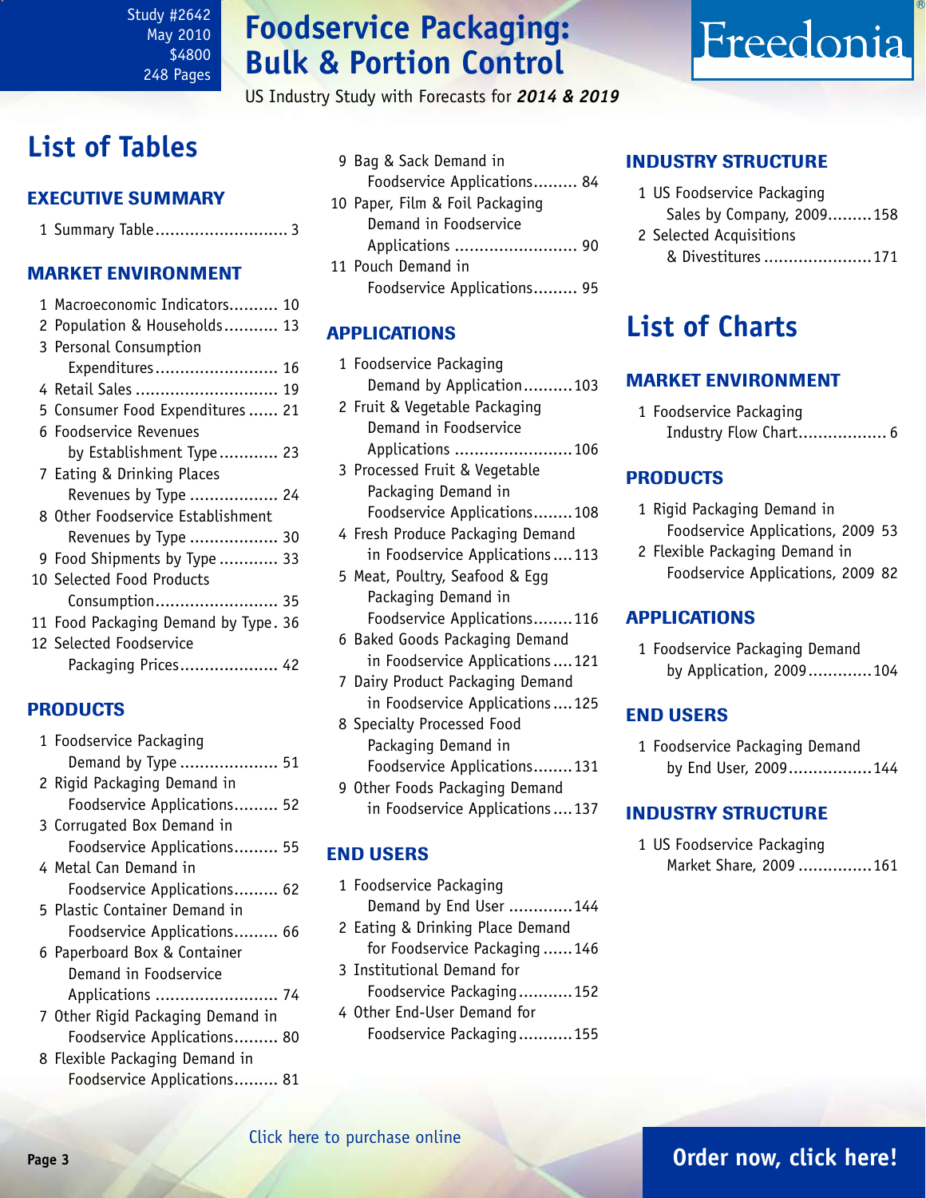# Foodservice Packaging: Bulk & Portion Control

US Industry Study with Forecasts for *2014 & 2019*

Study #2642
May 2010
$4800
248 Pages

# List of Tables

## EXECUTIVE SUMMARY

1 Summary Table .......................... 3

## MARKET ENVIRONMENT

1 Macroeconomic Indicators .......... 10
2 Population & Households ........... 13
3 Personal Consumption Expenditures ......................... 16
4 Retail Sales ............................. 19
5 Consumer Food Expenditures ...... 21
6 Foodservice Revenues by Establishment Type ............ 23
7 Eating & Drinking Places Revenues by Type .................. 24
8 Other Foodservice Establishment Revenues by Type .................. 30
9 Food Shipments by Type ............ 33
10 Selected Food Products Consumption ......................... 35
11 Food Packaging Demand by Type . 36
12 Selected Foodservice Packaging Prices .................... 42

## PRODUCTS

1 Foodservice Packaging Demand by Type .................... 51
2 Rigid Packaging Demand in Foodservice Applications ......... 52
3 Corrugated Box Demand in Foodservice Applications ......... 55
4 Metal Can Demand in Foodservice Applications ......... 62
5 Plastic Container Demand in Foodservice Applications ......... 66
6 Paperboard Box & Container Demand in Foodservice Applications ......................... 74
7 Other Rigid Packaging Demand in Foodservice Applications ......... 80
8 Flexible Packaging Demand in Foodservice Applications ......... 81
9 Bag & Sack Demand in Foodservice Applications ......... 84
10 Paper, Film & Foil Packaging Demand in Foodservice Applications ......................... 90
11 Pouch Demand in Foodservice Applications ......... 95

## APPLICATIONS

1 Foodservice Packaging Demand by Application .......... 103
2 Fruit & Vegetable Packaging Demand in Foodservice Applications ........................ 106
3 Processed Fruit & Vegetable Packaging Demand in Foodservice Applications ........ 108
4 Fresh Produce Packaging Demand in Foodservice Applications .... 113
5 Meat, Poultry, Seafood & Egg Packaging Demand in Foodservice Applications ........ 116
6 Baked Goods Packaging Demand in Foodservice Applications .... 121
7 Dairy Product Packaging Demand in Foodservice Applications .... 125
8 Specialty Processed Food Packaging Demand in Foodservice Applications ........ 131
9 Other Foods Packaging Demand in Foodservice Applications .... 137

## END USERS

1 Foodservice Packaging Demand by End User ............. 144
2 Eating & Drinking Place Demand for Foodservice Packaging ...... 146
3 Institutional Demand for Foodservice Packaging ........... 152
4 Other End-User Demand for Foodservice Packaging ........... 155

## INDUSTRY STRUCTURE

1 US Foodservice Packaging Sales by Company, 2009 ......... 158
2 Selected Acquisitions & Divestitures ...................... 171

# List of Charts

## MARKET ENVIRONMENT

1 Foodservice Packaging Industry Flow Chart .................. 6

## PRODUCTS

1 Rigid Packaging Demand in Foodservice Applications, 2009 53
2 Flexible Packaging Demand in Foodservice Applications, 2009 82

## APPLICATIONS

1 Foodservice Packaging Demand by Application, 2009 ............. 104

## END USERS

1 Foodservice Packaging Demand by End User, 2009 ................. 144

## INDUSTRY STRUCTURE

1 US Foodservice Packaging Market Share, 2009 ............... 161

Click here to purchase online

**Order now, click here!**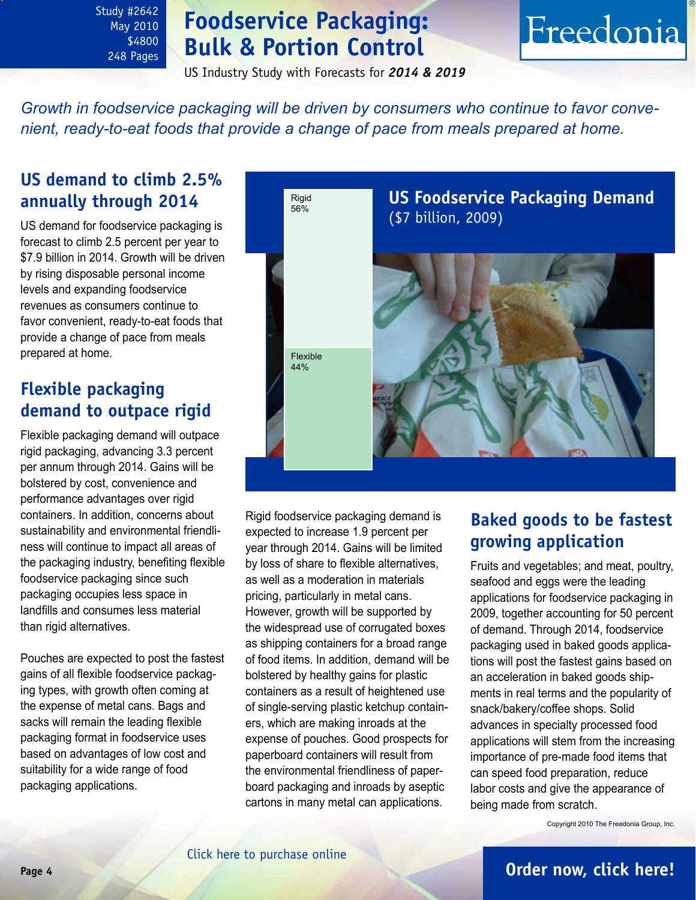Study #2642
May 2010
$4800
248 Pages

# Foodservice Packaging: Bulk & Portion Control

US Industry Study with Forecasts for ***2014 & 2019***

*Growth in foodservice packaging will be driven by consumers who continue to favor convenient, ready-to-eat foods that provide a change of pace from meals prepared at home.*

## US demand to climb 2.5% annually through 2014

US demand for foodservice packaging is forecast to climb 2.5 percent per year to $7.9 billion in 2014. Growth will be driven by rising disposable personal income levels and expanding foodservice revenues as consumers continue to favor convenient, ready-to-eat foods that provide a change of pace from meals prepared at home.

## Flexible packaging demand to outpace rigid

Flexible packaging demand will outpace rigid packaging, advancing 3.3 percent per annum through 2014. Gains will be bolstered by cost, convenience and performance advantages over rigid containers. In addition, concerns about sustainability and environmental friendliness will continue to impact all areas of the packaging industry, benefiting flexible foodservice packaging since such packaging occupies less space in landfills and consumes less material than rigid alternatives.

Pouches are expected to post the fastest gains of all flexible foodservice packaging types, with growth often coming at the expense of metal cans. Bags and sacks will remain the leading flexible packaging format in foodservice uses based on advantages of low cost and suitability for a wide range of food packaging applications.

**US Foodservice Packaging Demand**
($7 billion, 2009)

| Segment | Share |
|---|---|
| Rigid | 56% |
| Flexible | 44% |

Rigid foodservice packaging demand is expected to increase 1.9 percent per year through 2014. Gains will be limited by loss of share to flexible alternatives, as well as a moderation in materials pricing, particularly in metal cans. However, growth will be supported by the widespread use of corrugated boxes as shipping containers for a broad range of food items. In addition, demand will be bolstered by healthy gains for plastic containers as a result of heightened use of single-serving plastic ketchup containers, which are making inroads at the expense of pouches. Good prospects for paperboard containers will result from the environmental friendliness of paperboard packaging and inroads by aseptic cartons in many metal can applications.

## Baked goods to be fastest growing application

Fruits and vegetables; and meat, poultry, seafood and eggs were the leading applications for foodservice packaging in 2009, together accounting for 50 percent of demand. Through 2014, foodservice packaging used in baked goods applications will post the fastest gains based on an acceleration in baked goods shipments in real terms and the popularity of snack/bakery/coffee shops. Solid advances in specialty processed food applications will stem from the increasing importance of pre-made food items that can speed food preparation, reduce labor costs and give the appearance of being made from scratch.

Copyright 2010 The Freedonia Group, Inc.

Click here to purchase online

**Order now, click here!**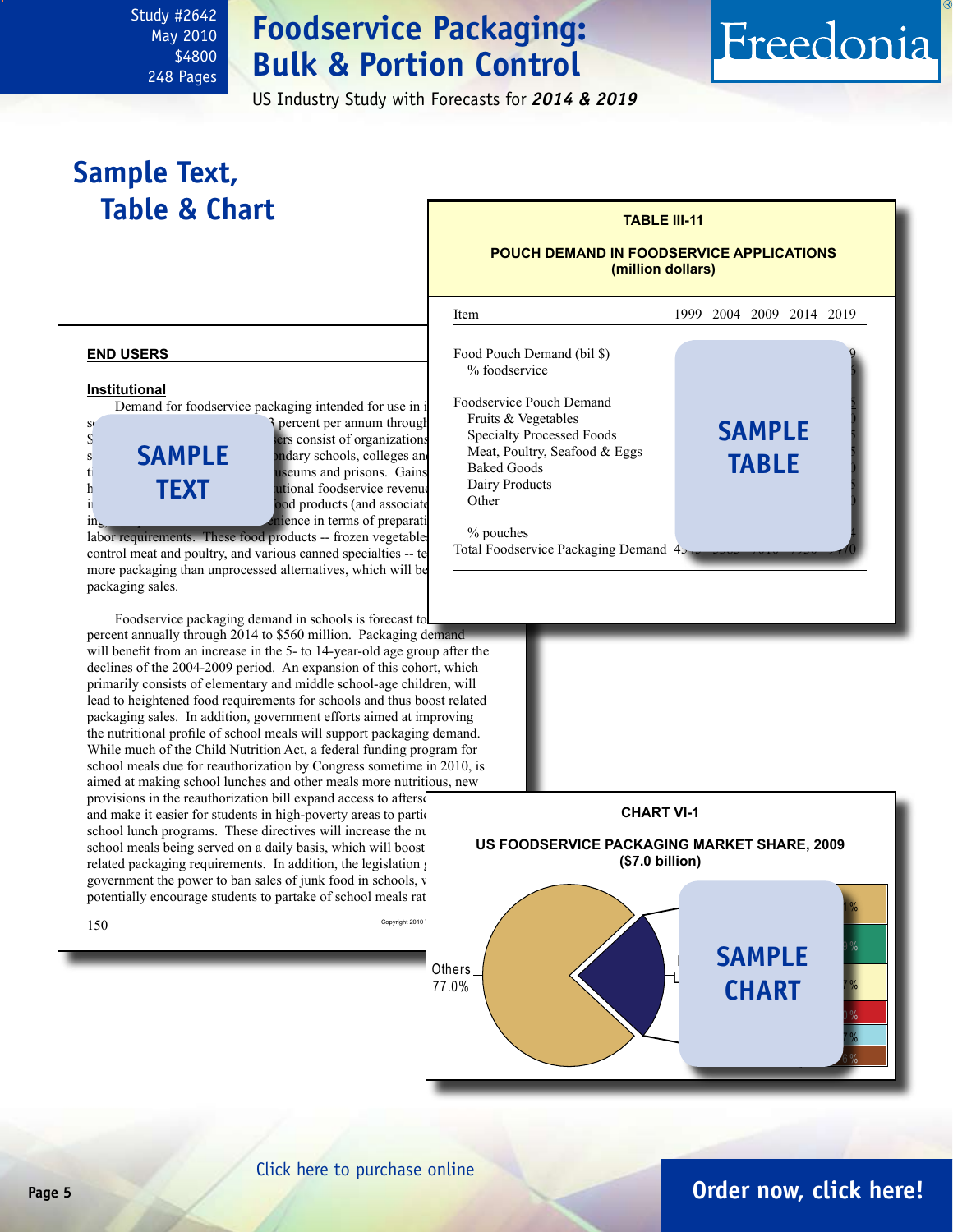Study #2642
May 2010
$4800
248 Pages

# Foodservice Packaging: Bulk & Portion Control

US Industry Study with Forecasts for ***2014 & 2019***

## Sample Text, Table & Chart

**TABLE III-11**

**POUCH DEMAND IN FOODSERVICE APPLICATIONS (million dollars)**

| Item | 1999 | 2004 | 2009 | 2014 | 2019 |
|---|---|---|---|---|---|
| Food Pouch Demand (bil $) | | | | | |
| % foodservice | | | | | |
| Foodservice Pouch Demand | | | | | |
| Fruits & Vegetables | | | | | |
| Specialty Processed Foods | | | | | |
| Meat, Poultry, Seafood & Eggs | | | | | |
| Baked Goods | | | | | |
| Dairy Products | | | | | |
| Other | | | | | |
| % pouches | | | | | |
| Total Foodservice Packaging Demand | | | | | |

SAMPLE TABLE

**END USERS**

**Institutional**

Demand for foodservice packaging intended for use in i... s... 3 percent per annum through $... ers consist of organizations s... ndary schools, colleges an... ti... useums and prisons. Gains h... utional foodservice revenu... i... ood products (and associat... in... nience in terms of preparati... labor requirements. These food products -- frozen vegetable... control meat and poultry, and various canned specialties -- te... more packaging than unprocessed alternatives, which will be... packaging sales.

SAMPLE TEXT

Foodservice packaging demand in schools is forecast to... percent annually through 2014 to $560 million. Packaging demand will benefit from an increase in the 5- to 14-year-old age group after the declines of the 2004-2009 period. An expansion of this cohort, which primarily consists of elementary and middle school-age children, will lead to heightened food requirements for schools and thus boost related packaging sales. In addition, government efforts aimed at improving the nutritional profile of school meals will support packaging demand. While much of the Child Nutrition Act, a federal funding program for school meals due for reauthorization by Congress sometime in 2010, is aimed at making school lunches and other meals more nutritious, new provisions in the reauthorization bill expand access to afters... and make it easier for students in high-poverty areas to parti... school lunch programs. These directives will increase the nu... school meals being served on a daily basis, which will boost... related packaging requirements. In addition, the legislation ... government the power to ban sales of junk food in schools, ... potentially encourage students to partake of school meals rat...

**CHART VI-1**

**US FOODSERVICE PACKAGING MARKET SHARE, 2009 ($7.0 billion)**

Others 77.0%

SAMPLE CHART

Click here to purchase online

Order now, click here!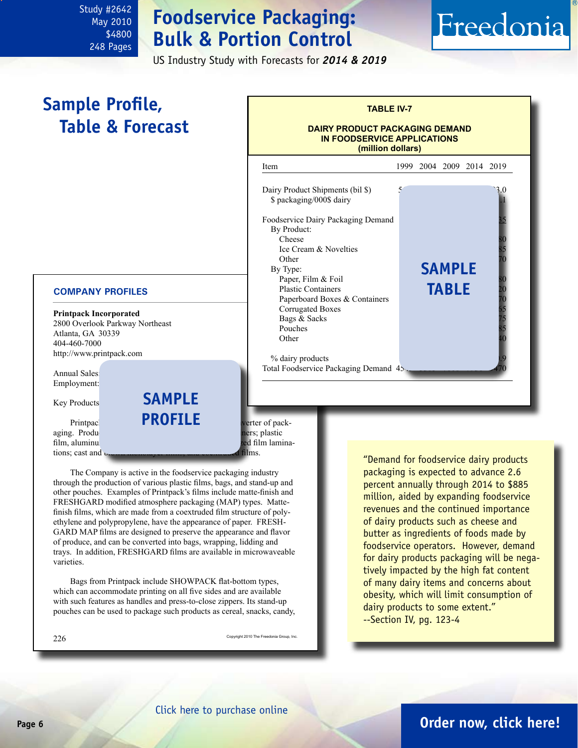# Foodservice Packaging: Bulk & Portion Control

Study #2642
May 2010
$4800
248 Pages

US Industry Study with Forecasts for ***2014 & 2019***

## Sample Profile, Table & Forecast

**TABLE IV-7**

**DAIRY PRODUCT PACKAGING DEMAND IN FOODSERVICE APPLICATIONS (million dollars)**

| Item | 1999 | 2004 | 2009 | 2014 | 2019 |
|---|---|---|---|---|---|
| Dairy Product Shipments (bil $) | 5 | | | | 3.0 |
| $ packaging/000$ dairy | | | | | .1 |
| Foodservice Dairy Packaging Demand | | | | | 35 |
| By Product: | | | | | |
| Cheese | | | | | 80 |
| Ice Cream & Novelties | | | | | 85 |
| Other | | | | | 70 |
| By Type: | | | | | |
| Paper, Film & Foil | | | | | 80 |
| Plastic Containers | | | | | 20 |
| Paperboard Boxes & Containers | | | | | 70 |
| Corrugated Boxes | | | | | 65 |
| Bags & Sacks | | | | | 75 |
| Pouches | | | | | 85 |
| Other | | | | | 40 |
| % dairy products | | | | | .9 |
| Total Foodservice Packaging Demand | 45 | | | | 470 |

SAMPLE TABLE

**COMPANY PROFILES**

**Printpack Incorporated**
2800 Overlook Parkway Northeast
Atlanta, GA 30339
404-460-7000
http://www.printpack.com

Annual Sales:
Employment:

Key Products

SAMPLE PROFILE

Printpac... verter of packaging. Produ... ners; plastic film, aluminu... zed film laminations; cast and ... films.

The Company is active in the foodservice packaging industry through the production of various plastic films, bags, and stand-up and other pouches. Examples of Printpack's films include matte-finish and FRESHGARD modified atmosphere packaging (MAP) types. Matte-finish films, which are made from a coextruded film structure of polyethylene and polypropylene, have the appearance of paper. FRESHGARD MAP films are designed to preserve the appearance and flavor of produce, and can be converted into bags, wrapping, lidding and trays. In addition, FRESHGARD films are available in microwaveable varieties.

Bags from Printpack include SHOWPACK flat-bottom types, which can accommodate printing on all five sides and are available with such features as handles and press-to-close zippers. Its stand-up pouches can be used to package such products as cereal, snacks, candy,

226

Copyright 2010 The Freedonia Group, Inc.

"Demand for foodservice dairy products packaging is expected to advance 2.6 percent annually through 2014 to $885 million, aided by expanding foodservice revenues and the continued importance of dairy products such as cheese and butter as ingredients of foods made by foodservice operators. However, demand for dairy products packaging will be negatively impacted by the high fat content of many dairy items and concerns about obesity, which will limit consumption of dairy products to some extent."
--Section IV, pg. 123-4

Click here to purchase online

**Order now, click here!**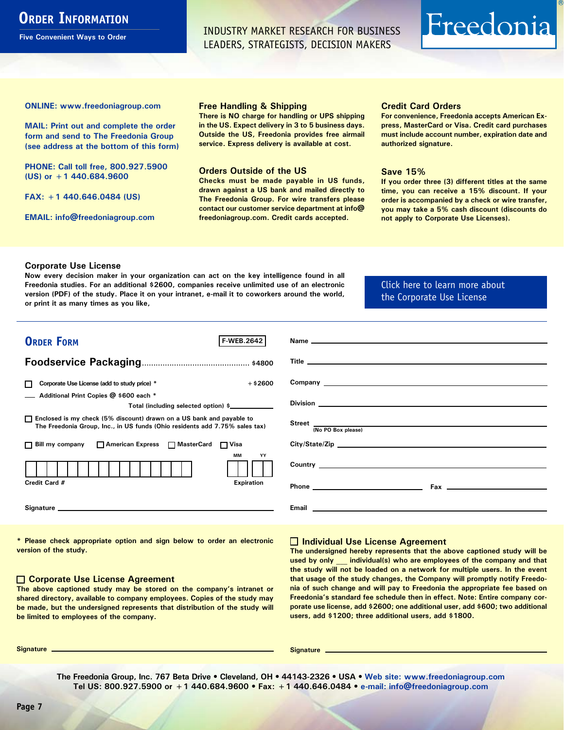# Order Information

Five Convenient Ways to Order

INDUSTRY MARKET RESEARCH FOR BUSINESS LEADERS, STRATEGISTS, DECISION MAKERS

Freedonia®

**ONLINE: www.freedoniagroup.com**

**MAIL: Print out and complete the order form and send to The Freedonia Group (see address at the bottom of this form)**

**PHONE: Call toll free, 800.927.5900 (US) or +1 440.684.9600**

**FAX: +1 440.646.0484 (US)**

**EMAIL: info@freedoniagroup.com**

### Free Handling & Shipping

There is NO charge for handling or UPS shipping in the US. Expect delivery in 3 to 5 business days. Outside the US, Freedonia provides free airmail service. Express delivery is available at cost.

### Orders Outside of the US

Checks must be made payable in US funds, drawn against a US bank and mailed directly to The Freedonia Group. For wire transfers please contact our customer service department at info@freedoniagroup.com. Credit cards accepted.

### Credit Card Orders

For convenience, Freedonia accepts American Express, MasterCard or Visa. Credit card purchases must include account number, expiration date and authorized signature.

### Save 15%

If you order three (3) different titles at the same time, you can receive a 15% discount. If your order is accompanied by a check or wire transfer, you may take a 5% cash discount (discounts do not apply to Corporate Use Licenses).

### Corporate Use License

Now every decision maker in your organization can act on the key intelligence found in all Freedonia studies. For an additional $2600, companies receive unlimited use of an electronic version (PDF) of the study. Place it on your intranet, e-mail it to coworkers around the world, or print it as many times as you like,

Click here to learn more about the Corporate Use License

## Order Form

F-WEB.2642

**Foodservice Packaging** .............................................. $4800

☐ Corporate Use License (add to study price) * +$2600

___ Additional Print Copies @ $600 each *

Total (including selected option) $___________

☐ Enclosed is my check (5% discount) drawn on a US bank and payable to The Freedonia Group, Inc., in US funds (Ohio residents add 7.75% sales tax)

☐ Bill my company ☐ American Express ☐ MasterCard ☐ Visa

Credit Card # ____________________ Expiration MM YY

Signature ____________________

Name ____________________

Title ____________________

Company ____________________

Division ____________________

Street ____________________ (No PO Box please)

City/State/Zip ____________________

Country ____________________

Phone ____________________ Fax ____________________

Email ____________________

\* Please check appropriate option and sign below to order an electronic version of the study.

### ☐ Corporate Use License Agreement

The above captioned study may be stored on the company's intranet or shared directory, available to company employees. Copies of the study may be made, but the undersigned represents that distribution of the study will be limited to employees of the company.

Signature ____________________

### ☐ Individual Use License Agreement

The undersigned hereby represents that the above captioned study will be used by only ___ individual(s) who are employees of the company and that the study will not be loaded on a network for multiple users. In the event that usage of the study changes, the Company will promptly notify Freedonia of such change and will pay to Freedonia the appropriate fee based on Freedonia's standard fee schedule then in effect. Note: Entire company corporate use license, add $2600; one additional user, add $600; two additional users, add $1200; three additional users, add $1800.

Signature ____________________

The Freedonia Group, Inc. 767 Beta Drive • Cleveland, OH • 44143-2326 • USA • Web site: www.freedoniagroup.com
Tel US: 800.927.5900 or +1 440.684.9600 • Fax: +1 440.646.0484 • e-mail: info@freedoniagroup.com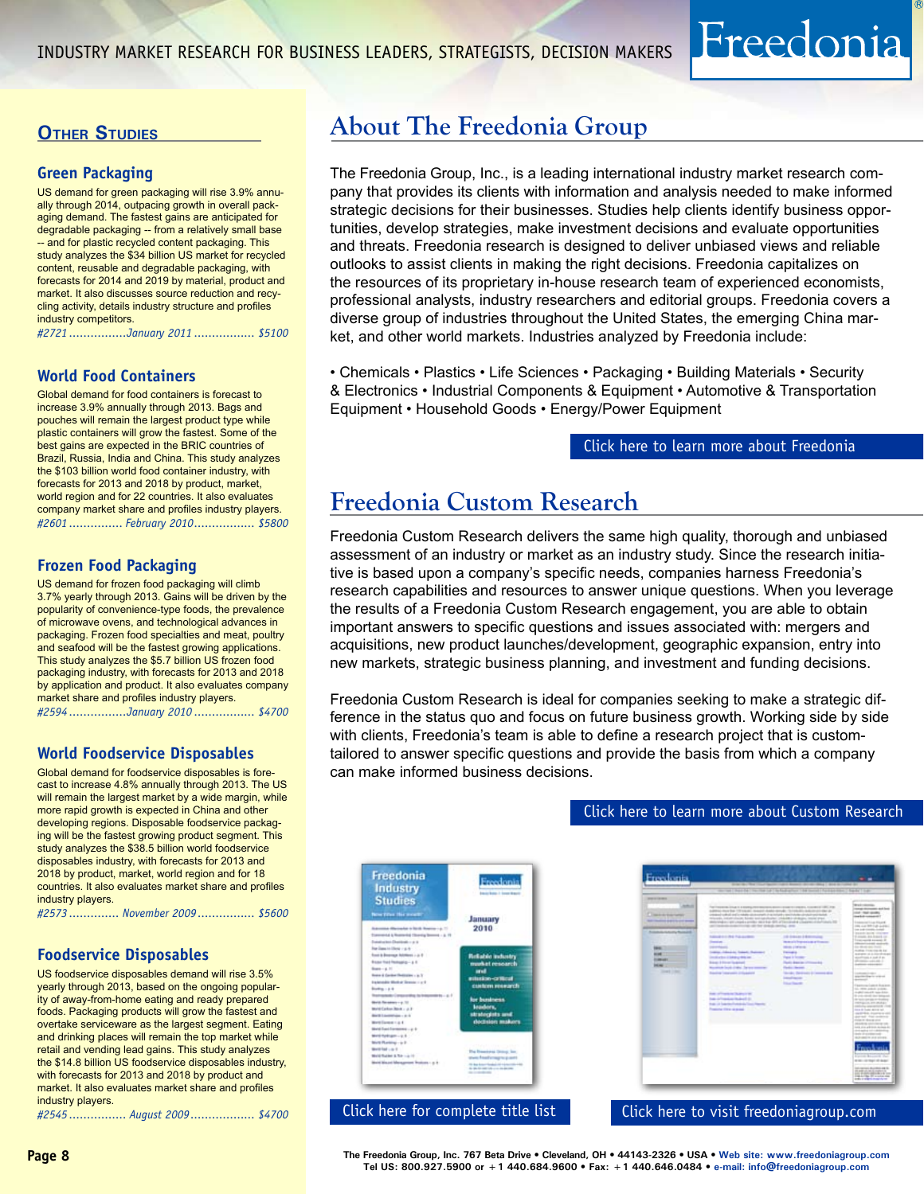## Other Studies

### Green Packaging

US demand for green packaging will rise 3.9% annually through 2014, outpacing growth in overall packaging demand. The fastest gains are anticipated for degradable packaging -- from a relatively small base -- and for plastic recycled content packaging. This study analyzes the $34 billion US market for recycled content, reusable and degradable packaging, with forecasts for 2014 and 2019 by material, product and market. It also discusses source reduction and recycling activity, details industry structure and profiles industry competitors.

*#2721 ................January 2011 ................. $5100*

### World Food Containers

Global demand for food containers is forecast to increase 3.9% annually through 2013. Bags and pouches will remain the largest product type while plastic containers will grow the fastest. Some of the best gains are expected in the BRIC countries of Brazil, Russia, India and China. This study analyzes the $103 billion world food container industry, with forecasts for 2013 and 2018 by product, market, world region and for 22 countries. It also evaluates company market share and profiles industry players.

*#2601 ............... February 2010 ................. $5800*

### Frozen Food Packaging

US demand for frozen food packaging will climb 3.7% yearly through 2013. Gains will be driven by the popularity of convenience-type foods, the prevalence of microwave ovens, and technological advances in packaging. Frozen food specialties and meat, poultry and seafood will be the fastest growing applications. This study analyzes the $5.7 billion US frozen food packaging industry, with forecasts for 2013 and 2018 by application and product. It also evaluates company market share and profiles industry players.

*#2594 ................January 2010 ................. $4700*

### World Foodservice Disposables

Global demand for foodservice disposables is forecast to increase 4.8% annually through 2013. The US will remain the largest market by a wide margin, while more rapid growth is expected in China and other developing regions. Disposable foodservice packaging will be the fastest growing product segment. This study analyzes the $38.5 billion world foodservice disposables industry, with forecasts for 2013 and 2018 by product, market, world region and for 18 countries. It also evaluates market share and profiles industry players.

*#2573 .............. November 2009 ................ $5600*

### Foodservice Disposables

US foodservice disposables demand will rise 3.5% yearly through 2013, based on the ongoing popularity of away-from-home eating and ready prepared foods. Packaging products will grow the fastest and overtake serviceware as the largest segment. Eating and drinking places will remain the top market while retail and vending lead gains. This study analyzes the $14.8 billion US foodservice disposables industry, with forecasts for 2013 and 2018 by product and market. It also evaluates market share and profiles industry players.

*#2545 ................ August 2009 .................. $4700*

## About The Freedonia Group

The Freedonia Group, Inc., is a leading international industry market research company that provides its clients with information and analysis needed to make informed strategic decisions for their businesses. Studies help clients identify business opportunities, develop strategies, make investment decisions and evaluate opportunities and threats. Freedonia research is designed to deliver unbiased views and reliable outlooks to assist clients in making the right decisions. Freedonia capitalizes on the resources of its proprietary in-house research team of experienced economists, professional analysts, industry researchers and editorial groups. Freedonia covers a diverse group of industries throughout the United States, the emerging China market, and other world markets. Industries analyzed by Freedonia include:

• Chemicals • Plastics • Life Sciences • Packaging • Building Materials • Security & Electronics • Industrial Components & Equipment • Automotive & Transportation Equipment • Household Goods • Energy/Power Equipment

Click here to learn more about Freedonia

## Freedonia Custom Research

Freedonia Custom Research delivers the same high quality, thorough and unbiased assessment of an industry or market as an industry study. Since the research initiative is based upon a company's specific needs, companies harness Freedonia's research capabilities and resources to answer unique questions. When you leverage the results of a Freedonia Custom Research engagement, you are able to obtain important answers to specific questions and issues associated with: mergers and acquisitions, new product launches/development, geographic expansion, entry into new markets, strategic business planning, and investment and funding decisions.

Freedonia Custom Research is ideal for companies seeking to make a strategic difference in the status quo and focus on future business growth. Working side by side with clients, Freedonia's team is able to define a research project that is custom-tailored to answer specific questions and provide the basis from which a company can make informed business decisions.

Click here to learn more about Custom Research

Click here for complete title list

Click here to visit freedoniagroup.com

**The Freedonia Group, Inc. 767 Beta Drive • Cleveland, OH • 44143-2326 • USA • Web site: www.freedoniagroup.com**
**Tel US: 800.927.5900 or +1 440.684.9600 • Fax: +1 440.646.0484 • e-mail: info@freedoniagroup.com**